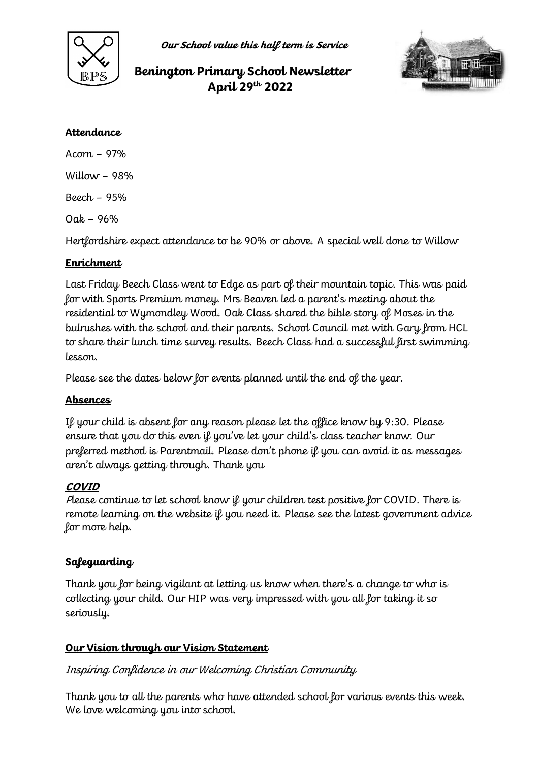*Our School value this half term is Service*

# Benington Primary School Newsletter
## April 29th 2022

**Attendance**

Acorn – 97%

Willow – 98%

Beech – 95%

Oak – 96%

Hertfordshire expect attendance to be 90% or above. A special well done to Willow

**Enrichment**

Last Friday Beech Class went to Edge as part of their mountain topic. This was paid for with Sports Premium money. Mrs Beaven led a parent's meeting about the residential to Wymondley Wood. Oak Class shared the bible story of Moses in the bulrushes with the school and their parents. School Council met with Gary from HCL to share their lunch time survey results. Beech Class had a successful first swimming lesson.

Please see the dates below for events planned until the end of the year.

**Absences**

If your child is absent for any reason please let the office know by 9:30. Please ensure that you do this even if you've let your child's class teacher know. Our preferred method is Parentmail. Please don't phone if you can avoid it as messages aren't always getting through. Thank you

**COVID**

Please continue to let school know if your children test positive for COVID. There is remote learning on the website if you need it. Please see the latest government advice for more help.

**Safeguarding**

Thank you for being vigilant at letting us know when there's a change to who is collecting your child. Our HIP was very impressed with you all for taking it so seriously.

**Our Vision through our Vision Statement**

*Inspiring Confidence in our Welcoming Christian Community*

Thank you to all the parents who have attended school for various events this week. We love welcoming you into school.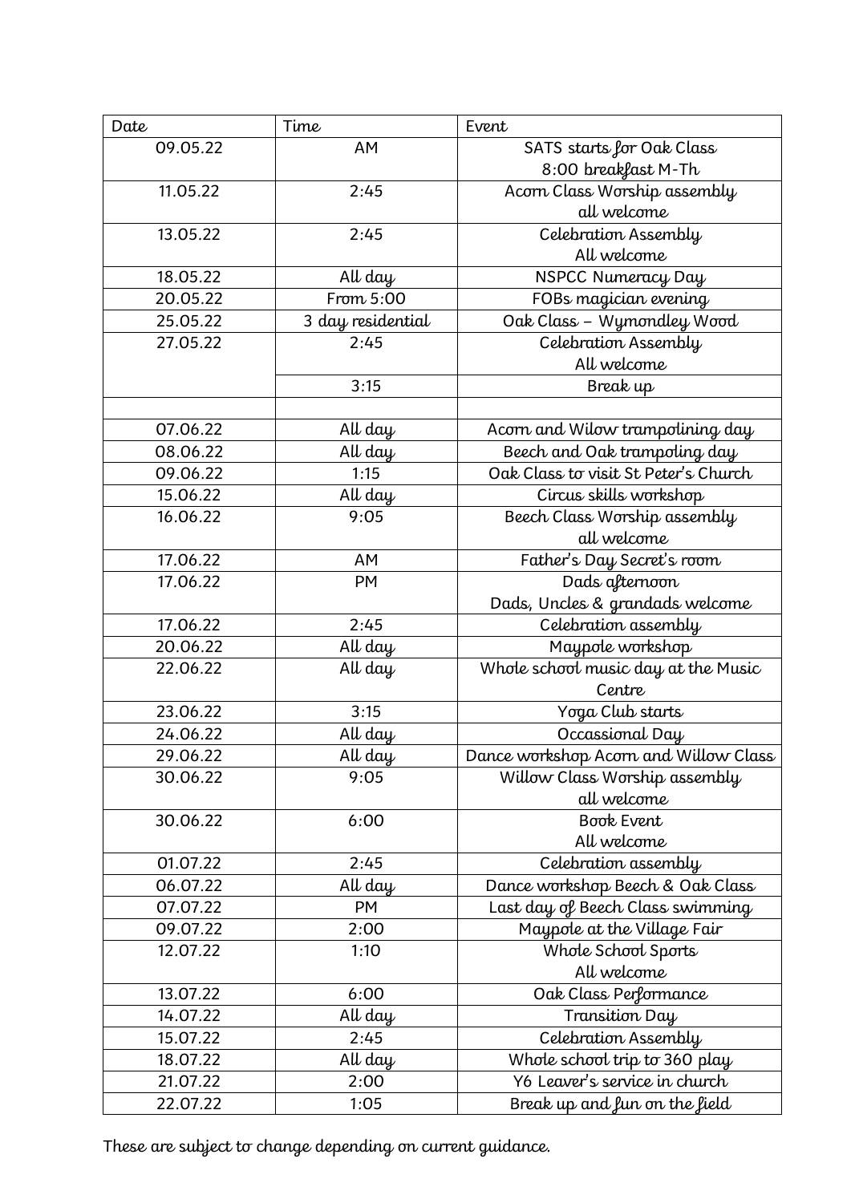| Date | Time | Event |
|---|---|---|
| 09.05.22 | AM | SATS starts for Oak Class 8:00 breakfast M-Th |
| 11.05.22 | 2:45 | Acorn Class Worship assembly all welcome |
| 13.05.22 | 2:45 | Celebration Assembly All welcome |
| 18.05.22 | All day | NSPCC Numeracy Day |
| 20.05.22 | From 5:00 | FOBs magician evening |
| 25.05.22 | 3 day residential | Oak Class – Wymondley Wood |
| 27.05.22 | 2:45 | Celebration Assembly All welcome |
| | 3:15 | Break up |
| | | |
| 07.06.22 | All day | Acorn and Wilow trampolining day |
| 08.06.22 | All day | Beech and Oak trampoling day |
| 09.06.22 | 1:15 | Oak Class to visit St Peter's Church |
| 15.06.22 | All day | Circus skills workshop |
| 16.06.22 | 9:05 | Beech Class Worship assembly all welcome |
| 17.06.22 | AM | Father's Day Secret's room |
| 17.06.22 | PM | Dads afternoon Dads, Uncles & grandads welcome |
| 17.06.22 | 2:45 | Celebration assembly |
| 20.06.22 | All day | Maypole workshop |
| 22.06.22 | All day | Whole school music day at the Music Centre |
| 23.06.22 | 3:15 | Yoga Club starts |
| 24.06.22 | All day | Occassional Day |
| 29.06.22 | All day | Dance workshop Acorn and Willow Class |
| 30.06.22 | 9:05 | Willow Class Worship assembly all welcome |
| 30.06.22 | 6:00 | Book Event All welcome |
| 01.07.22 | 2:45 | Celebration assembly |
| 06.07.22 | All day | Dance workshop Beech & Oak Class |
| 07.07.22 | PM | Last day of Beech Class swimming |
| 09.07.22 | 2:00 | Maypole at the Village Fair |
| 12.07.22 | 1:10 | Whole School Sports All welcome |
| 13.07.22 | 6:00 | Oak Class Performance |
| 14.07.22 | All day | Transition Day |
| 15.07.22 | 2:45 | Celebration Assembly |
| 18.07.22 | All day | Whole school trip to 360 play |
| 21.07.22 | 2:00 | Y6 Leaver's service in church |
| 22.07.22 | 1:05 | Break up and fun on the field |

These are subject to change depending on current guidance.